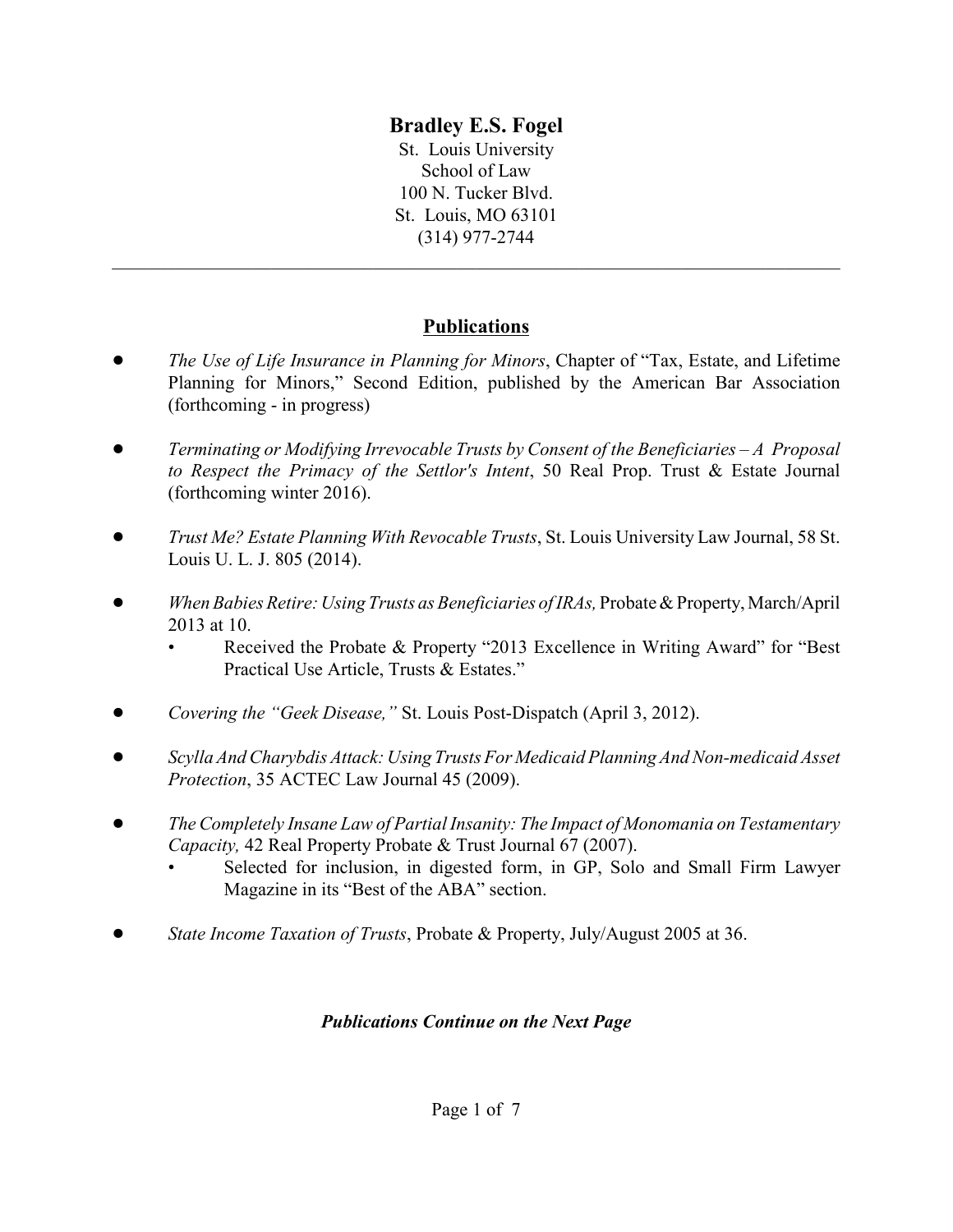# Bradley E.S. Fogel

St. Louis University
School of Law
100 N. Tucker Blvd.
St. Louis, MO 63101
(314) 977-2744

---

## Publications

- *The Use of Life Insurance in Planning for Minors*, Chapter of "Tax, Estate, and Lifetime Planning for Minors," Second Edition, published by the American Bar Association (forthcoming - in progress)

- *Terminating or Modifying Irrevocable Trusts by Consent of the Beneficiaries – A Proposal to Respect the Primacy of the Settlor's Intent*, 50 Real Prop. Trust & Estate Journal (forthcoming winter 2016).

- *Trust Me? Estate Planning With Revocable Trusts*, St. Louis University Law Journal, 58 St. Louis U. L. J. 805 (2014).

- *When Babies Retire: Using Trusts as Beneficiaries of IRAs,* Probate & Property, March/April 2013 at 10.
  - Received the Probate & Property "2013 Excellence in Writing Award" for "Best Practical Use Article, Trusts & Estates."

- *Covering the "Geek Disease,"* St. Louis Post-Dispatch (April 3, 2012).

- *Scylla And Charybdis Attack: Using Trusts For Medicaid Planning And Non-medicaid Asset Protection*, 35 ACTEC Law Journal 45 (2009).

- *The Completely Insane Law of Partial Insanity: The Impact of Monomania on Testamentary Capacity,* 42 Real Property Probate & Trust Journal 67 (2007).
  - Selected for inclusion, in digested form, in GP, Solo and Small Firm Lawyer Magazine in its "Best of the ABA" section.

- *State Income Taxation of Trusts*, Probate & Property, July/August 2005 at 36.

***Publications Continue on the Next Page***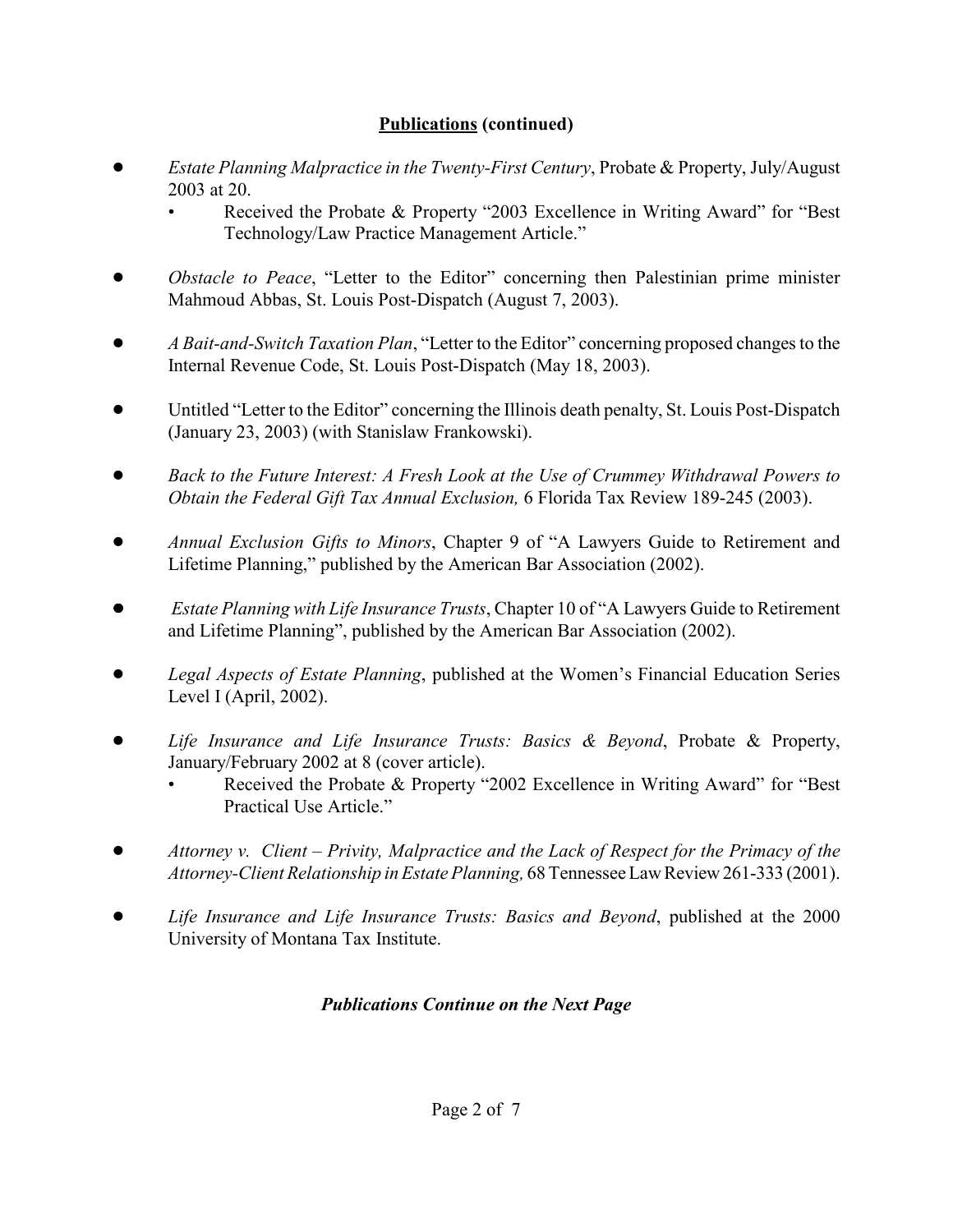## **Publications (continued)**

- *Estate Planning Malpractice in the Twenty-First Century*, Probate & Property, July/August 2003 at 20.
  - Received the Probate & Property "2003 Excellence in Writing Award" for "Best Technology/Law Practice Management Article."

- *Obstacle to Peace*, "Letter to the Editor" concerning then Palestinian prime minister Mahmoud Abbas, St. Louis Post-Dispatch (August 7, 2003).

- *A Bait-and-Switch Taxation Plan*, "Letter to the Editor" concerning proposed changes to the Internal Revenue Code, St. Louis Post-Dispatch (May 18, 2003).

- Untitled "Letter to the Editor" concerning the Illinois death penalty, St. Louis Post-Dispatch (January 23, 2003) (with Stanislaw Frankowski).

- *Back to the Future Interest: A Fresh Look at the Use of Crummey Withdrawal Powers to Obtain the Federal Gift Tax Annual Exclusion,* 6 Florida Tax Review 189-245 (2003).

- *Annual Exclusion Gifts to Minors*, Chapter 9 of "A Lawyers Guide to Retirement and Lifetime Planning," published by the American Bar Association (2002).

- *Estate Planning with Life Insurance Trusts*, Chapter 10 of "A Lawyers Guide to Retirement and Lifetime Planning", published by the American Bar Association (2002).

- *Legal Aspects of Estate Planning*, published at the Women's Financial Education Series Level I (April, 2002).

- *Life Insurance and Life Insurance Trusts: Basics & Beyond*, Probate & Property, January/February 2002 at 8 (cover article).
  - Received the Probate & Property "2002 Excellence in Writing Award" for "Best Practical Use Article."

- *Attorney v. Client – Privity, Malpractice and the Lack of Respect for the Primacy of the Attorney-Client Relationship in Estate Planning,* 68 Tennessee Law Review 261-333 (2001).

- *Life Insurance and Life Insurance Trusts: Basics and Beyond*, published at the 2000 University of Montana Tax Institute.

***Publications Continue on the Next Page***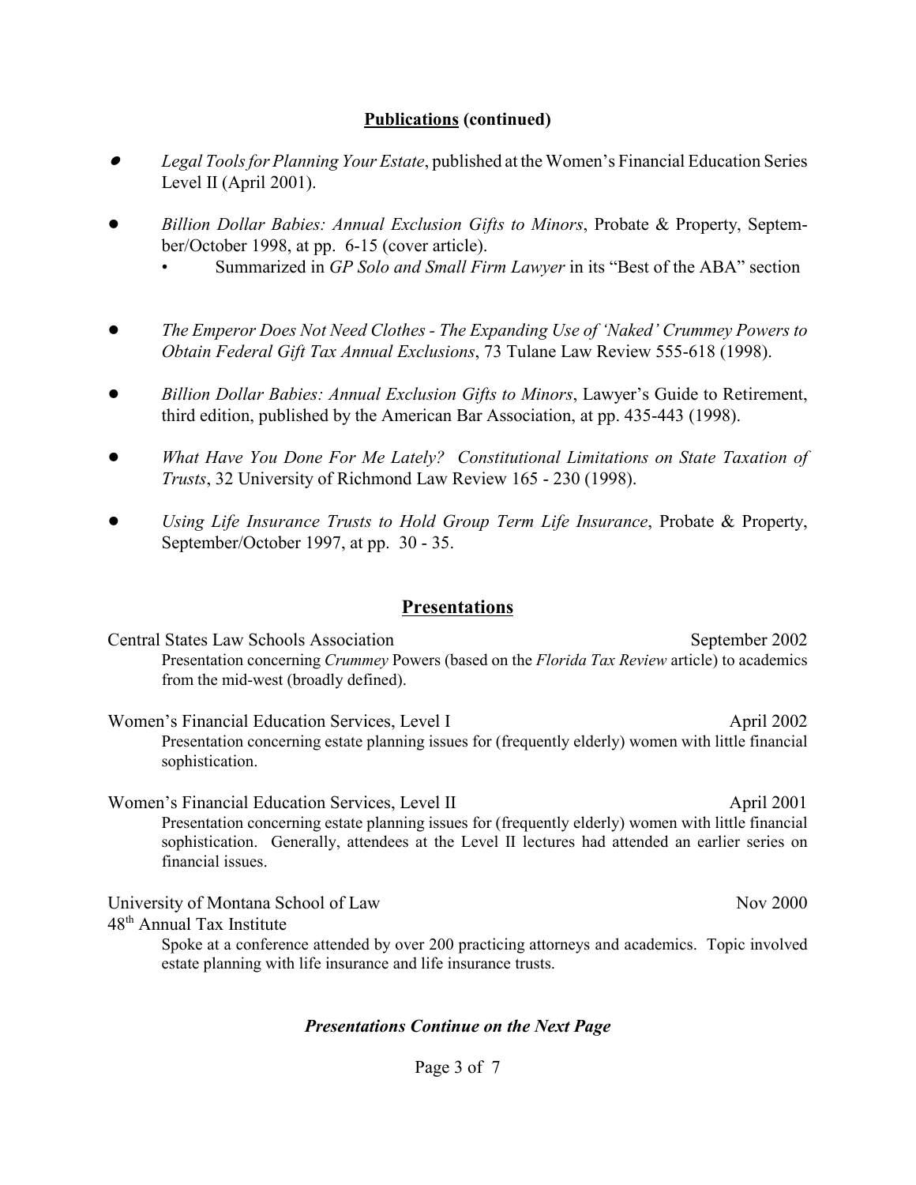## **Publications (continued)**

- *Legal Tools for Planning Your Estate*, published at the Women's Financial Education Series Level II (April 2001).

- *Billion Dollar Babies: Annual Exclusion Gifts to Minors*, Probate & Property, September/October 1998, at pp. 6-15 (cover article).
  - Summarized in *GP Solo and Small Firm Lawyer* in its "Best of the ABA" section

- *The Emperor Does Not Need Clothes - The Expanding Use of 'Naked' Crummey Powers to Obtain Federal Gift Tax Annual Exclusions*, 73 Tulane Law Review 555-618 (1998).

- *Billion Dollar Babies: Annual Exclusion Gifts to Minors*, Lawyer's Guide to Retirement, third edition, published by the American Bar Association, at pp. 435-443 (1998).

- *What Have You Done For Me Lately? Constitutional Limitations on State Taxation of Trusts*, 32 University of Richmond Law Review 165 - 230 (1998).

- *Using Life Insurance Trusts to Hold Group Term Life Insurance*, Probate & Property, September/October 1997, at pp. 30 - 35.

## **Presentations**

Central States Law Schools Association — September 2002

Presentation concerning *Crummey* Powers (based on the *Florida Tax Review* article) to academics from the mid-west (broadly defined).

Women's Financial Education Services, Level I — April 2002

Presentation concerning estate planning issues for (frequently elderly) women with little financial sophistication.

Women's Financial Education Services, Level II — April 2001

Presentation concerning estate planning issues for (frequently elderly) women with little financial sophistication. Generally, attendees at the Level II lectures had attended an earlier series on financial issues.

University of Montana School of Law — Nov 2000
48th Annual Tax Institute

Spoke at a conference attended by over 200 practicing attorneys and academics. Topic involved estate planning with life insurance and life insurance trusts.

***Presentations Continue on the Next Page***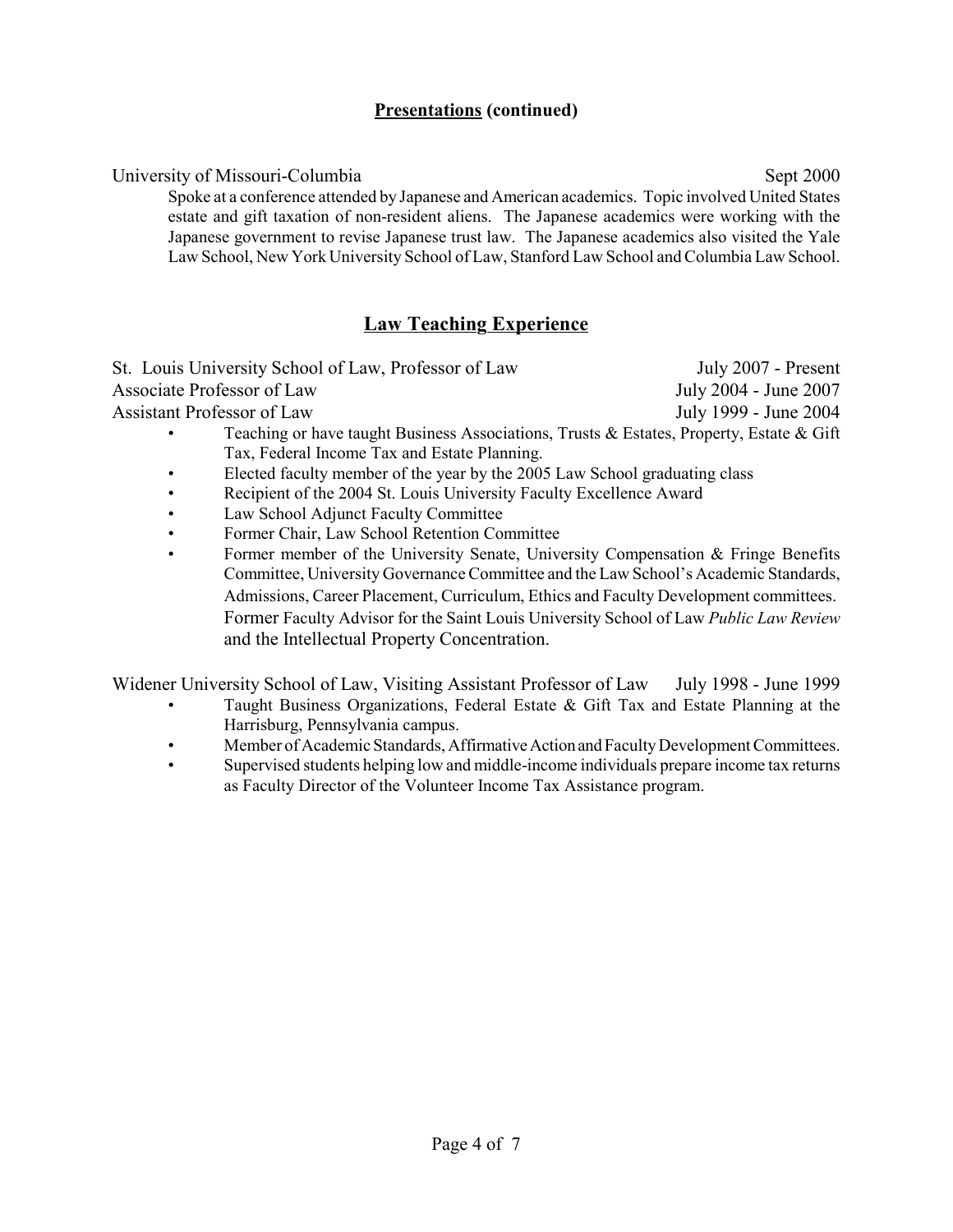## **Presentations (continued)**

University of Missouri-Columbia Sept 2000

Spoke at a conference attended by Japanese and American academics. Topic involved United States estate and gift taxation of non-resident aliens. The Japanese academics were working with the Japanese government to revise Japanese trust law. The Japanese academics also visited the Yale Law School, New York University School of Law, Stanford Law School and Columbia Law School.

## **Law Teaching Experience**

St. Louis University School of Law, Professor of Law July 2007 - Present
Associate Professor of Law July 2004 - June 2007
Assistant Professor of Law July 1999 - June 2004

- Teaching or have taught Business Associations, Trusts & Estates, Property, Estate & Gift Tax, Federal Income Tax and Estate Planning.
- Elected faculty member of the year by the 2005 Law School graduating class
- Recipient of the 2004 St. Louis University Faculty Excellence Award
- Law School Adjunct Faculty Committee
- Former Chair, Law School Retention Committee
- Former member of the University Senate, University Compensation & Fringe Benefits Committee, University Governance Committee and the Law School's Academic Standards, Admissions, Career Placement, Curriculum, Ethics and Faculty Development committees. Former Faculty Advisor for the Saint Louis University School of Law *Public Law Review* and the Intellectual Property Concentration.

Widener University School of Law, Visiting Assistant Professor of Law July 1998 - June 1999

- Taught Business Organizations, Federal Estate & Gift Tax and Estate Planning at the Harrisburg, Pennsylvania campus.
- Member of Academic Standards, Affirmative Action and Faculty Development Committees.
- Supervised students helping low and middle-income individuals prepare income tax returns as Faculty Director of the Volunteer Income Tax Assistance program.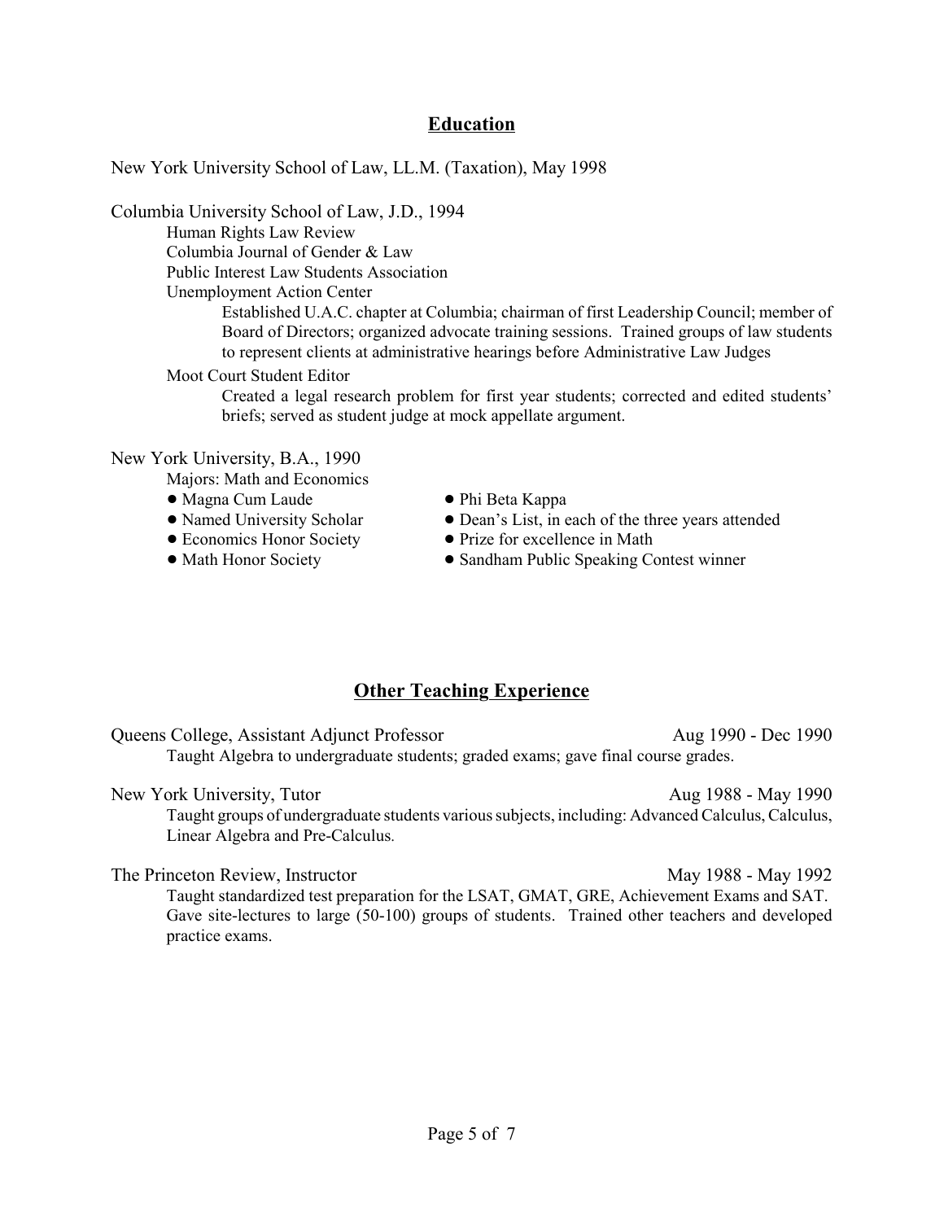## Education

New York University School of Law, LL.M. (Taxation), May 1998

Columbia University School of Law, J.D., 1994

- Human Rights Law Review
- Columbia Journal of Gender & Law
- Public Interest Law Students Association
- Unemployment Action Center
  - Established U.A.C. chapter at Columbia; chairman of first Leadership Council; member of Board of Directors; organized advocate training sessions. Trained groups of law students to represent clients at administrative hearings before Administrative Law Judges
- Moot Court Student Editor
  - Created a legal research problem for first year students; corrected and edited students' briefs; served as student judge at mock appellate argument.

New York University, B.A., 1990

Majors: Math and Economics

- Magna Cum Laude
- Named University Scholar
- Economics Honor Society
- Math Honor Society
- Phi Beta Kappa
- Dean's List, in each of the three years attended
- Prize for excellence in Math
- Sandham Public Speaking Contest winner

## Other Teaching Experience

**Queens College, Assistant Adjunct Professor** — Aug 1990 - Dec 1990

Taught Algebra to undergraduate students; graded exams; gave final course grades.

**New York University, Tutor** — Aug 1988 - May 1990

Taught groups of undergraduate students various subjects, including: Advanced Calculus, Calculus, Linear Algebra and Pre-Calculus.

**The Princeton Review, Instructor** — May 1988 - May 1992

Taught standardized test preparation for the LSAT, GMAT, GRE, Achievement Exams and SAT. Gave site-lectures to large (50-100) groups of students. Trained other teachers and developed practice exams.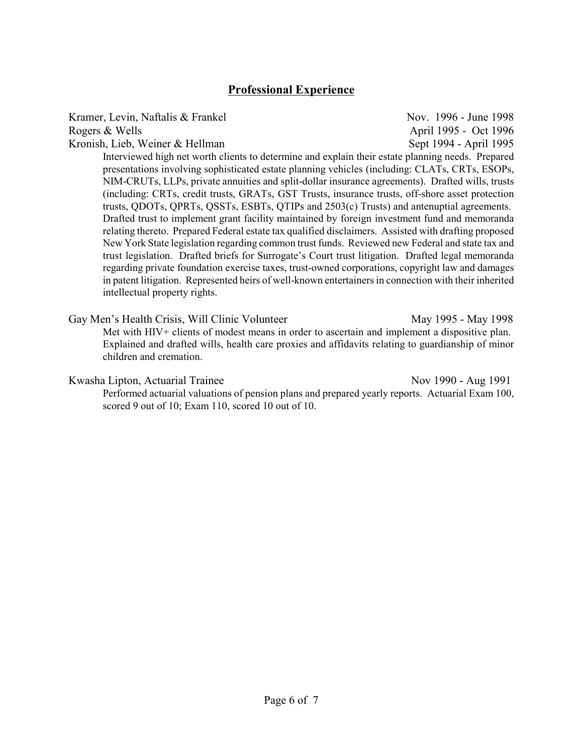## Professional Experience

Kramer, Levin, Naftalis & Frankel — Nov. 1996 - June 1998
Rogers & Wells — April 1995 - Oct 1996
Kronish, Lieb, Weiner & Hellman — Sept 1994 - April 1995

Interviewed high net worth clients to determine and explain their estate planning needs. Prepared presentations involving sophisticated estate planning vehicles (including: CLATs, CRTs, ESOPs, NIM-CRUTs, LLPs, private annuities and split-dollar insurance agreements). Drafted wills, trusts (including: CRTs, credit trusts, GRATs, GST Trusts, insurance trusts, off-shore asset protection trusts, QDOTs, QPRTs, QSSTs, ESBTs, QTIPs and 2503(c) Trusts) and antenuptial agreements. Drafted trust to implement grant facility maintained by foreign investment fund and memoranda relating thereto. Prepared Federal estate tax qualified disclaimers. Assisted with drafting proposed New York State legislation regarding common trust funds. Reviewed new Federal and state tax and trust legislation. Drafted briefs for Surrogate's Court trust litigation. Drafted legal memoranda regarding private foundation exercise taxes, trust-owned corporations, copyright law and damages in patent litigation. Represented heirs of well-known entertainers in connection with their inherited intellectual property rights.

Gay Men's Health Crisis, Will Clinic Volunteer — May 1995 - May 1998

Met with HIV+ clients of modest means in order to ascertain and implement a dispositive plan. Explained and drafted wills, health care proxies and affidavits relating to guardianship of minor children and cremation.

Kwasha Lipton, Actuarial Trainee — Nov 1990 - Aug 1991

Performed actuarial valuations of pension plans and prepared yearly reports. Actuarial Exam 100, scored 9 out of 10; Exam 110, scored 10 out of 10.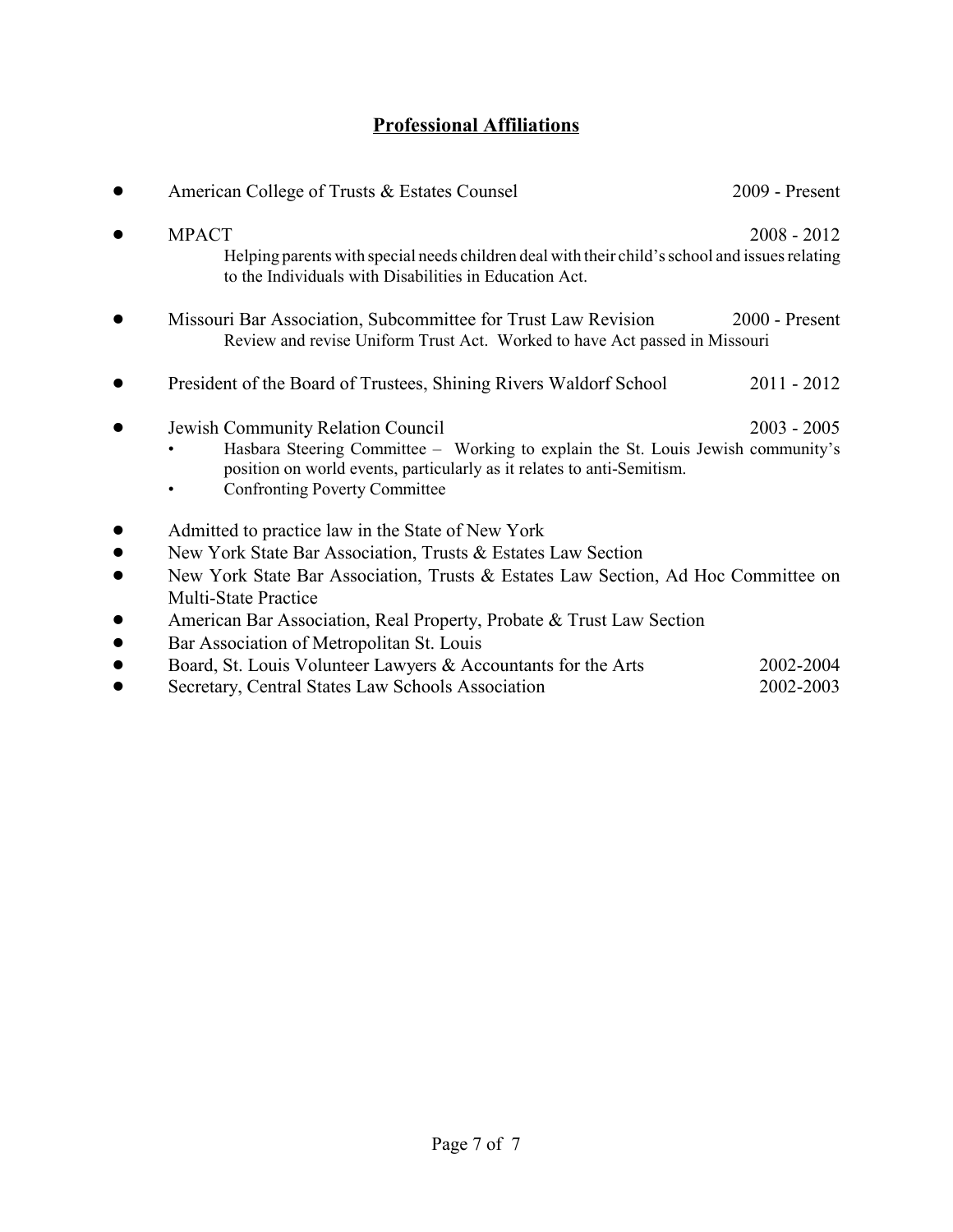## Professional Affiliations

- American College of Trusts & Estates Counsel 2009 - Present
- MPACT 2008 - 2012
  Helping parents with special needs children deal with their child's school and issues relating to the Individuals with Disabilities in Education Act.
- Missouri Bar Association, Subcommittee for Trust Law Revision 2000 - Present
  Review and revise Uniform Trust Act. Worked to have Act passed in Missouri
- President of the Board of Trustees, Shining Rivers Waldorf School 2011 - 2012
- Jewish Community Relation Council 2003 - 2005
  - Hasbara Steering Committee – Working to explain the St. Louis Jewish community's position on world events, particularly as it relates to anti-Semitism.
  - Confronting Poverty Committee
- Admitted to practice law in the State of New York
- New York State Bar Association, Trusts & Estates Law Section
- New York State Bar Association, Trusts & Estates Law Section, Ad Hoc Committee on Multi-State Practice
- American Bar Association, Real Property, Probate & Trust Law Section
- Bar Association of Metropolitan St. Louis
- Board, St. Louis Volunteer Lawyers & Accountants for the Arts 2002-2004
- Secretary, Central States Law Schools Association 2002-2003